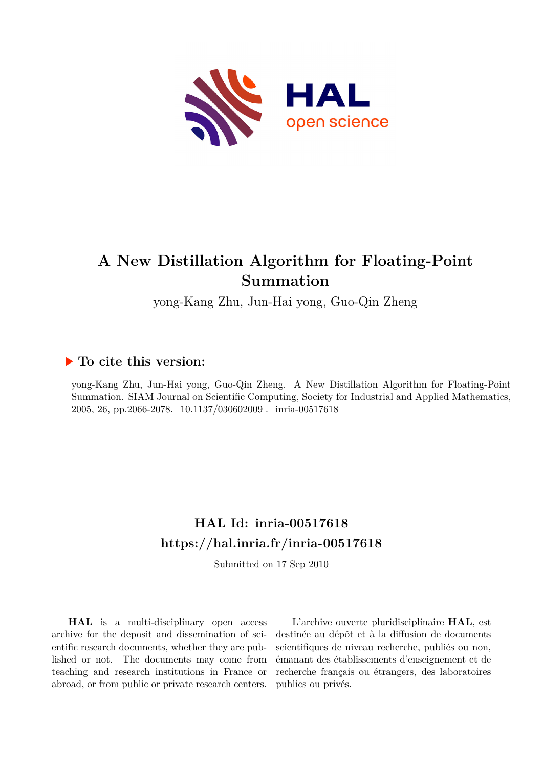# A New Distillation Algorithm for Floating-Point Summation

yong-Kang Zhu, Jun-Hai yong, Guo-Qin Zheng

## ▶ To cite this version:

yong-Kang Zhu, Jun-Hai yong, Guo-Qin Zheng. A New Distillation Algorithm for Floating-Point Summation. SIAM Journal on Scientific Computing, Society for Industrial and Applied Mathematics, 2005, 26, pp.2066-2078. 10.1137/030602009 . inria-00517618

## HAL Id: inria-00517618
## https://hal.inria.fr/inria-00517618

Submitted on 17 Sep 2010

**HAL** is a multi-disciplinary open access archive for the deposit and dissemination of scientific research documents, whether they are published or not. The documents may come from teaching and research institutions in France or abroad, or from public or private research centers.

L'archive ouverte pluridisciplinaire **HAL**, est destinée au dépôt et à la diffusion de documents scientifiques de niveau recherche, publiés ou non, émanant des établissements d'enseignement et de recherche français ou étrangers, des laboratoires publics ou privés.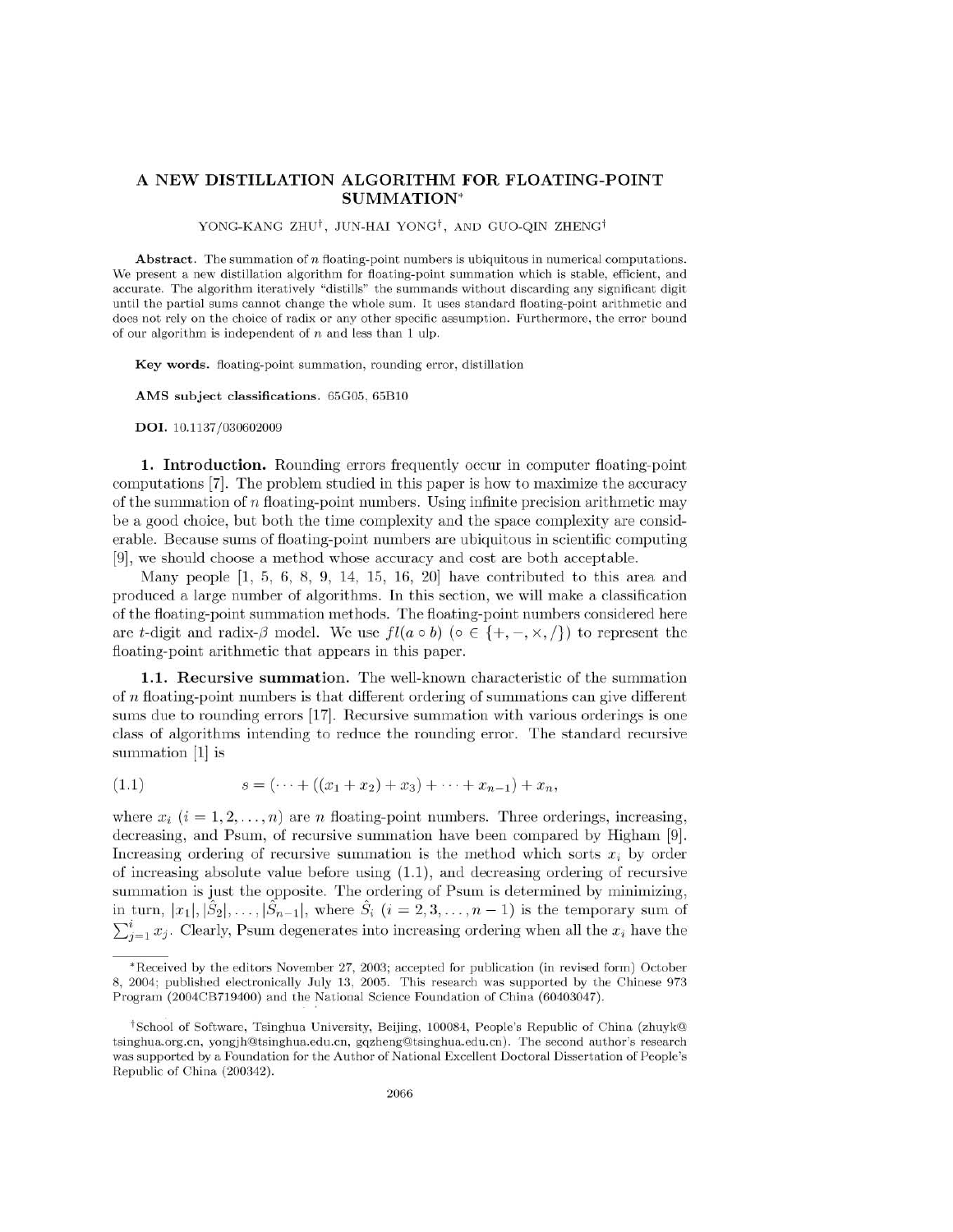# A NEW DISTILLATION ALGORITHM FOR FLOATING-POINT SUMMATION*

YONG-KANG ZHU†, JUN-HAI YONG†, AND GUO-QIN ZHENG†

**Abstract.** The summation of $n$ floating-point numbers is ubiquitous in numerical computations. We present a new distillation algorithm for floating-point summation which is stable, efficient, and accurate. The algorithm iteratively "distills" the summands without discarding any significant digit until the partial sums cannot change the whole sum. It uses standard floating-point arithmetic and does not rely on the choice of radix or any other specific assumption. Furthermore, the error bound of our algorithm is independent of $n$ and less than 1 ulp.

**Key words.** floating-point summation, rounding error, distillation

**AMS subject classifications.** 65G05, 65B10

**DOI.** 10.1137/030602009

## 1. Introduction.

Rounding errors frequently occur in computer floating-point computations [7]. The problem studied in this paper is how to maximize the accuracy of the summation of $n$ floating-point numbers. Using infinite precision arithmetic may be a good choice, but both the time complexity and the space complexity are considerable. Because sums of floating-point numbers are ubiquitous in scientific computing [9], we should choose a method whose accuracy and cost are both acceptable.

Many people [1, 5, 6, 8, 9, 14, 15, 16, 20] have contributed to this area and produced a large number of algorithms. In this section, we will make a classification of the floating-point summation methods. The floating-point numbers considered here are $t$-digit and radix-$\beta$ model. We use $fl(a \circ b)$ ($\circ \in \{+, -, \times, /\}$) to represent the floating-point arithmetic that appears in this paper.

### 1.1. Recursive summation.

The well-known characteristic of the summation of $n$ floating-point numbers is that different ordering of summations can give different sums due to rounding errors [17]. Recursive summation with various orderings is one class of algorithms intending to reduce the rounding error. The standard recursive summation [1] is

$$s = (\cdots + ((x_1 + x_2) + x_3) + \cdots + x_{n-1}) + x_n, \tag{1.1}$$

where $x_i$ ($i = 1, 2, \ldots, n$) are $n$ floating-point numbers. Three orderings, increasing, decreasing, and Psum, of recursive summation have been compared by Higham [9]. Increasing ordering of recursive summation is the method which sorts $x_i$ by order of increasing absolute value before using (1.1), and decreasing ordering of recursive summation is just the opposite. The ordering of Psum is determined by minimizing, in turn, $|x_1|, |\hat{S}_2|, \ldots, |\hat{S}_{n-1}|$, where $\hat{S}_i$ ($i = 2, 3, \ldots, n-1$) is the temporary sum of $\sum_{j=1}^{i} x_j$. Clearly, Psum degenerates into increasing ordering when all the $x_i$ have the

---

*Received by the editors November 27, 2003; accepted for publication (in revised form) October 8, 2004; published electronically July 13, 2005. This research was supported by the Chinese 973 Program (2004CB719400) and the National Science Foundation of China (60403047).

†School of Software, Tsinghua University, Beijing, 100084, People's Republic of China (zhuyk@tsinghua.org.cn, yongjh@tsinghua.edu.cn, gqzheng@tsinghua.edu.cn). The second author's research was supported by a Foundation for the Author of National Excellent Doctoral Dissertation of People's Republic of China (200342).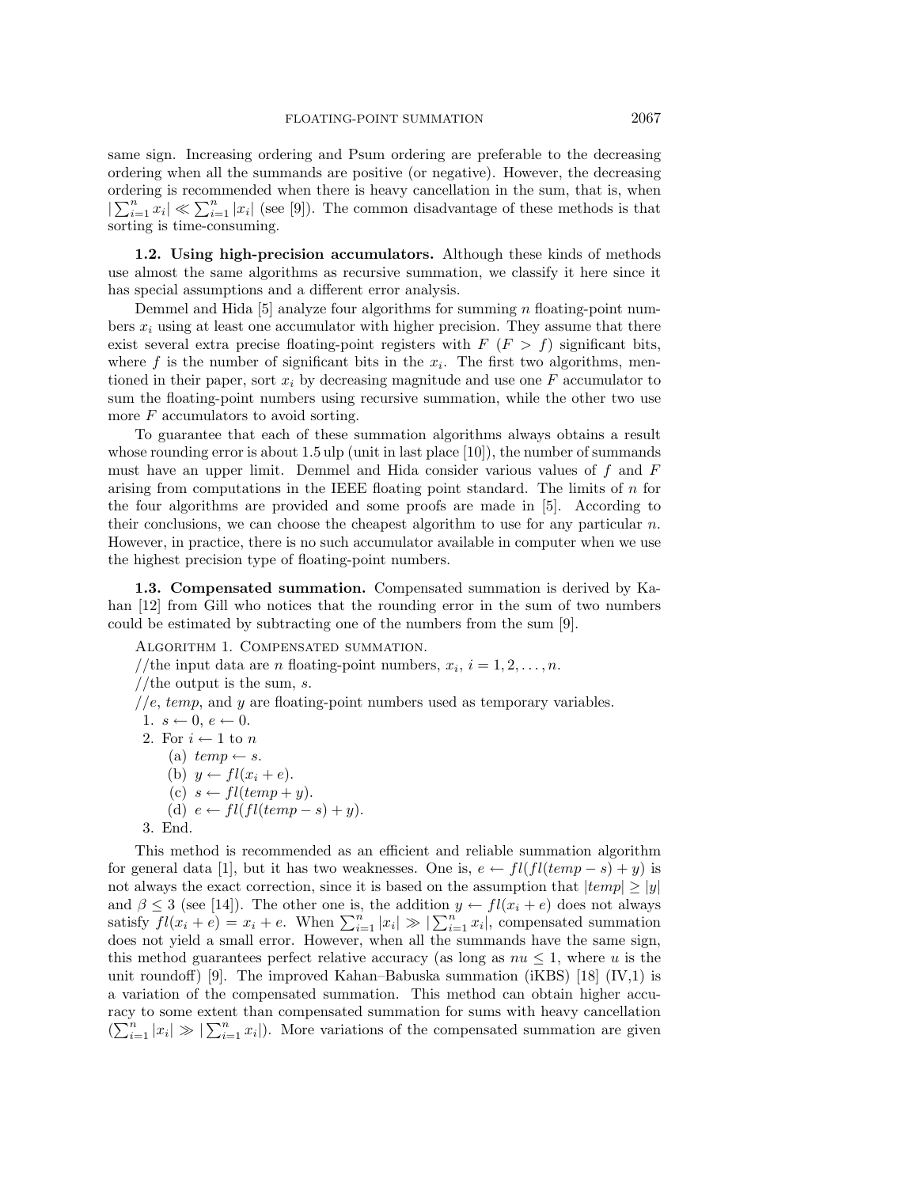same sign. Increasing ordering and Psum ordering are preferable to the decreasing ordering when all the summands are positive (or negative). However, the decreasing ordering is recommended when there is heavy cancellation in the sum, that is, when $|\sum_{i=1}^{n} x_i| \ll \sum_{i=1}^{n} |x_i|$ (see [9]). The common disadvantage of these methods is that sorting is time-consuming.

**1.2. Using high-precision accumulators.** Although these kinds of methods use almost the same algorithms as recursive summation, we classify it here since it has special assumptions and a different error analysis.

Demmel and Hida [5] analyze four algorithms for summing $n$ floating-point numbers $x_i$ using at least one accumulator with higher precision. They assume that there exist several extra precise floating-point registers with $F$ ($F > f$) significant bits, where $f$ is the number of significant bits in the $x_i$. The first two algorithms, mentioned in their paper, sort $x_i$ by decreasing magnitude and use one $F$ accumulator to sum the floating-point numbers using recursive summation, while the other two use more $F$ accumulators to avoid sorting.

To guarantee that each of these summation algorithms always obtains a result whose rounding error is about 1.5 ulp (unit in last place [10]), the number of summands must have an upper limit. Demmel and Hida consider various values of $f$ and $F$ arising from computations in the IEEE floating point standard. The limits of $n$ for the four algorithms are provided and some proofs are made in [5]. According to their conclusions, we can choose the cheapest algorithm to use for any particular $n$. However, in practice, there is no such accumulator available in computer when we use the highest precision type of floating-point numbers.

**1.3. Compensated summation.** Compensated summation is derived by Kahan [12] from Gill who notices that the rounding error in the sum of two numbers could be estimated by subtracting one of the numbers from the sum [9].

Algorithm 1. Compensated summation.

//the input data are $n$ floating-point numbers, $x_i$, $i = 1, 2, \ldots, n$.
//the output is the sum, $s$.
//$e$, $temp$, and $y$ are floating-point numbers used as temporary variables.

1. $s \leftarrow 0$, $e \leftarrow 0$.
2. For $i \leftarrow 1$ to $n$
   (a) $temp \leftarrow s$.
   (b) $y \leftarrow fl(x_i + e)$.
   (c) $s \leftarrow fl(temp + y)$.
   (d) $e \leftarrow fl(fl(temp - s) + y)$.
3. End.

This method is recommended as an efficient and reliable summation algorithm for general data [1], but it has two weaknesses. One is, $e \leftarrow fl(fl(temp - s) + y)$ is not always the exact correction, since it is based on the assumption that $|temp| \geq |y|$ and $\beta \leq 3$ (see [14]). The other one is, the addition $y \leftarrow fl(x_i + e)$ does not always satisfy $fl(x_i + e) = x_i + e$. When $\sum_{i=1}^{n} |x_i| \gg |\sum_{i=1}^{n} x_i|$, compensated summation does not yield a small error. However, when all the summands have the same sign, this method guarantees perfect relative accuracy (as long as $nu \leq 1$, where $u$ is the unit roundoff) [9]. The improved Kahan–Babuska summation (iKBS) [18] (IV,1) is a variation of the compensated summation. This method can obtain higher accuracy to some extent than compensated summation for sums with heavy cancellation ($\sum_{i=1}^{n} |x_i| \gg |\sum_{i=1}^{n} x_i|$). More variations of the compensated summation are given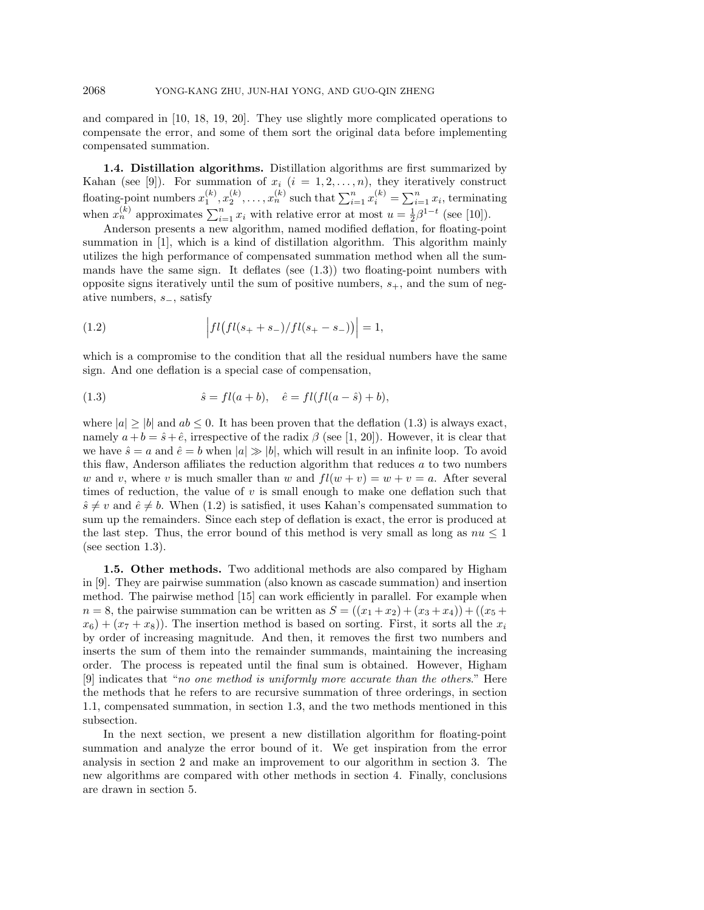and compared in [10, 18, 19, 20]. They use slightly more complicated operations to compensate the error, and some of them sort the original data before implementing compensated summation.

**1.4. Distillation algorithms.** Distillation algorithms are first summarized by Kahan (see [9]). For summation of $x_i$ $(i = 1, 2, \ldots, n)$, they iteratively construct floating-point numbers $x_1^{(k)}, x_2^{(k)}, \ldots, x_n^{(k)}$ such that $\sum_{i=1}^n x_i^{(k)} = \sum_{i=1}^n x_i$, terminating when $x_n^{(k)}$ approximates $\sum_{i=1}^n x_i$ with relative error at most $u = \frac{1}{2}\beta^{1-t}$ (see [10]).

Anderson presents a new algorithm, named modified deflation, for floating-point summation in [1], which is a kind of distillation algorithm. This algorithm mainly utilizes the high performance of compensated summation method when all the summands have the same sign. It deflates (see (1.3)) two floating-point numbers with opposite signs iteratively until the sum of positive numbers, $s_+$, and the sum of negative numbers, $s_-$, satisfy

$$\left| fl\big(fl(s_+ + s_-)/fl(s_+ - s_-)\big)\right| = 1, \tag{1.2}$$

which is a compromise to the condition that all the residual numbers have the same sign. And one deflation is a special case of compensation,

$$\hat{s} = fl(a + b), \quad \hat{e} = fl(fl(a - \hat{s}) + b), \tag{1.3}$$

where $|a| \geq |b|$ and $ab \leq 0$. It has been proven that the deflation (1.3) is always exact, namely $a + b = \hat{s} + \hat{e}$, irrespective of the radix $\beta$ (see [1, 20]). However, it is clear that we have $\hat{s} = a$ and $\hat{e} = b$ when $|a| \gg |b|$, which will result in an infinite loop. To avoid this flaw, Anderson affiliates the reduction algorithm that reduces $a$ to two numbers $w$ and $v$, where $v$ is much smaller than $w$ and $fl(w + v) = w + v = a$. After several times of reduction, the value of $v$ is small enough to make one deflation such that $\hat{s} \neq v$ and $\hat{e} \neq b$. When (1.2) is satisfied, it uses Kahan's compensated summation to sum up the remainders. Since each step of deflation is exact, the error is produced at the last step. Thus, the error bound of this method is very small as long as $nu \leq 1$ (see section 1.3).

**1.5. Other methods.** Two additional methods are also compared by Higham in [9]. They are pairwise summation (also known as cascade summation) and insertion method. The pairwise method [15] can work efficiently in parallel. For example when $n = 8$, the pairwise summation can be written as $S = ((x_1 + x_2) + (x_3 + x_4)) + ((x_5 + x_6) + (x_7 + x_8))$. The insertion method is based on sorting. First, it sorts all the $x_i$ by order of increasing magnitude. And then, it removes the first two numbers and inserts the sum of them into the remainder summands, maintaining the increasing order. The process is repeated until the final sum is obtained. However, Higham [9] indicates that "*no one method is uniformly more accurate than the others*." Here the methods that he refers to are recursive summation of three orderings, in section 1.1, compensated summation, in section 1.3, and the two methods mentioned in this subsection.

In the next section, we present a new distillation algorithm for floating-point summation and analyze the error bound of it. We get inspiration from the error analysis in section 2 and make an improvement to our algorithm in section 3. The new algorithms are compared with other methods in section 4. Finally, conclusions are drawn in section 5.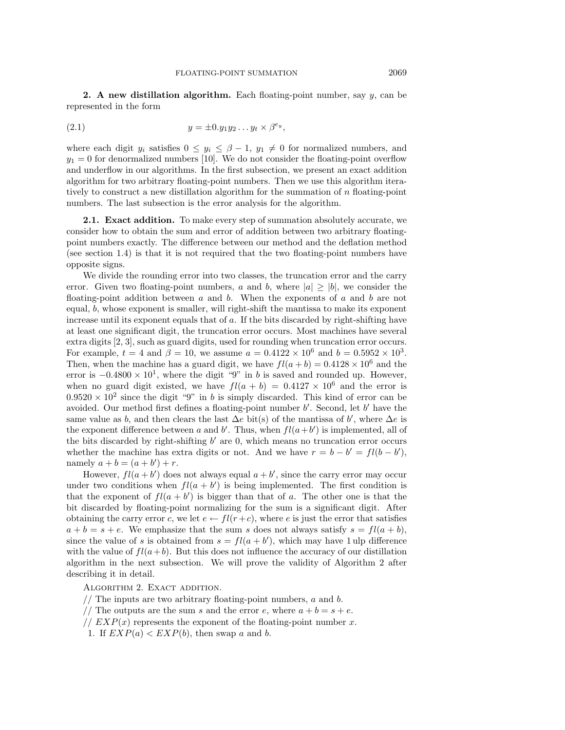## 2. A new distillation algorithm.

Each floating-point number, say $y$, can be represented in the form

$$y = \pm 0.y_1 y_2 \dots y_t \times \beta^{e_y}, \tag{2.1}$$

where each digit $y_i$ satisfies $0 \leq y_i \leq \beta - 1$, $y_1 \neq 0$ for normalized numbers, and $y_1 = 0$ for denormalized numbers [10]. We do not consider the floating-point overflow and underflow in our algorithms. In the first subsection, we present an exact addition algorithm for two arbitrary floating-point numbers. Then we use this algorithm iteratively to construct a new distillation algorithm for the summation of $n$ floating-point numbers. The last subsection is the error analysis for the algorithm.

### 2.1. Exact addition.

To make every step of summation absolutely accurate, we consider how to obtain the sum and error of addition between two arbitrary floating-point numbers exactly. The difference between our method and the deflation method (see section 1.4) is that it is not required that the two floating-point numbers have opposite signs.

We divide the rounding error into two classes, the truncation error and the carry error. Given two floating-point numbers, $a$ and $b$, where $|a| \geq |b|$, we consider the floating-point addition between $a$ and $b$. When the exponents of $a$ and $b$ are not equal, $b$, whose exponent is smaller, will right-shift the mantissa to make its exponent increase until its exponent equals that of $a$. If the bits discarded by right-shifting have at least one significant digit, the truncation error occurs. Most machines have several extra digits [2, 3], such as guard digits, used for rounding when truncation error occurs. For example, $t = 4$ and $\beta = 10$, we assume $a = 0.4122 \times 10^6$ and $b = 0.5952 \times 10^3$. Then, when the machine has a guard digit, we have $fl(a + b) = 0.4128 \times 10^6$ and the error is $-0.4800 \times 10^1$, where the digit "9" in $b$ is saved and rounded up. However, when no guard digit existed, we have $fl(a + b) = 0.4127 \times 10^6$ and the error is $0.9520 \times 10^2$ since the digit "9" in $b$ is simply discarded. This kind of error can be avoided. Our method first defines a floating-point number $b'$. Second, let $b'$ have the same value as $b$, and then clears the last $\Delta e$ bit(s) of the mantissa of $b'$, where $\Delta e$ is the exponent difference between $a$ and $b'$. Thus, when $fl(a+b')$ is implemented, all of the bits discarded by right-shifting $b'$ are 0, which means no truncation error occurs whether the machine has extra digits or not. And we have $r = b - b' = fl(b - b')$, namely $a + b = (a + b') + r$.

However, $fl(a + b')$ does not always equal $a + b'$, since the carry error may occur under two conditions when $fl(a + b')$ is being implemented. The first condition is that the exponent of $fl(a + b')$ is bigger than that of $a$. The other one is that the bit discarded by floating-point normalizing for the sum is a significant digit. After obtaining the carry error $c$, we let $e \leftarrow fl(r + c)$, where $e$ is just the error that satisfies $a + b = s + e$. We emphasize that the sum $s$ does not always satisfy $s = fl(a + b)$, since the value of $s$ is obtained from $s = fl(a + b')$, which may have 1 ulp difference with the value of $fl(a + b)$. But this does not influence the accuracy of our distillation algorithm in the next subsection. We will prove the validity of Algorithm 2 after describing it in detail.

Algorithm 2. Exact addition.

// The inputs are two arbitrary floating-point numbers, $a$ and $b$.
// The outputs are the sum $s$ and the error $e$, where $a + b = s + e$.
// $EXP(x)$ represents the exponent of the floating-point number $x$.
1. If $EXP(a) < EXP(b)$, then swap $a$ and $b$.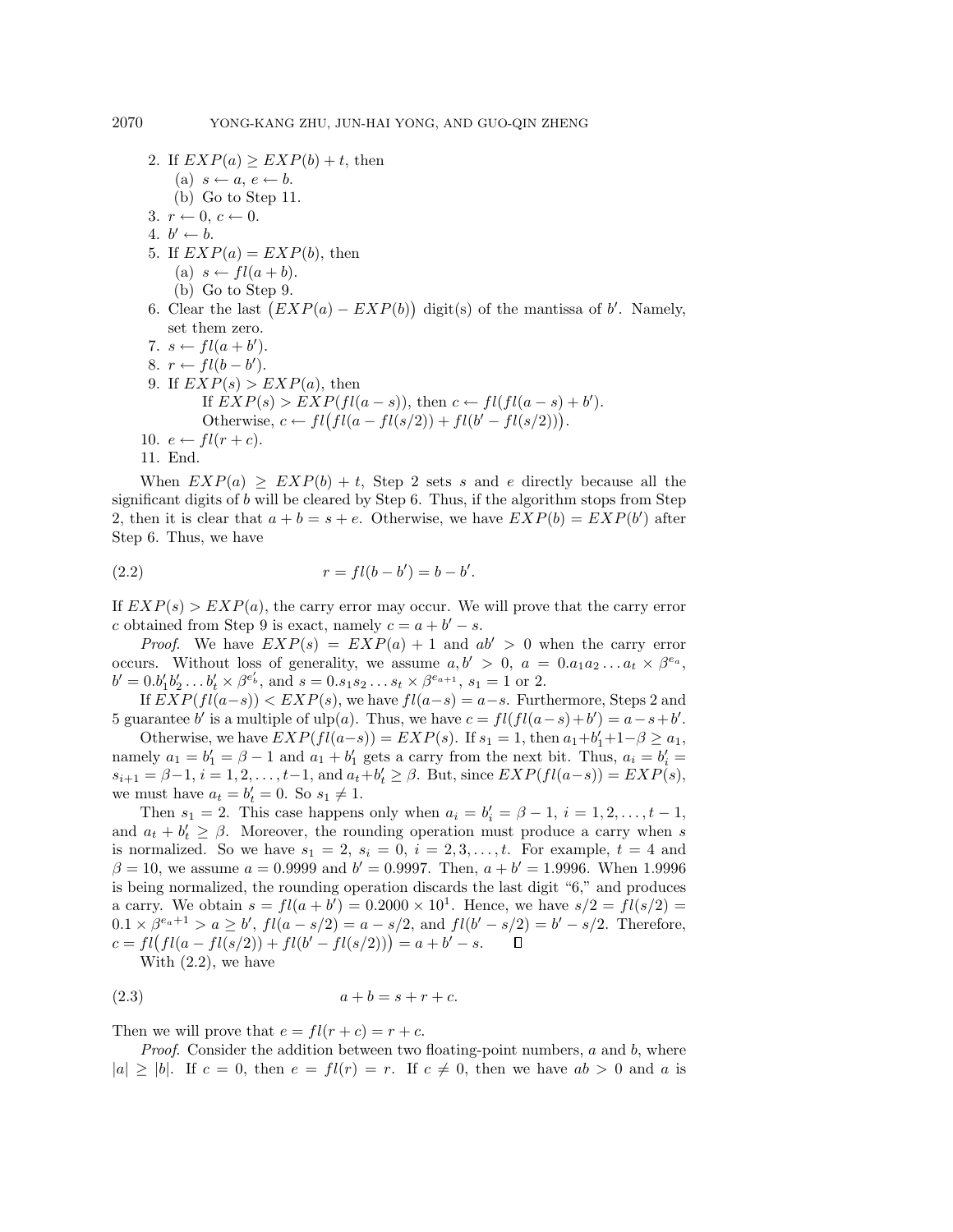2. If $EXP(a) \geq EXP(b) + t$, then
   (a) $s \leftarrow a$, $e \leftarrow b$.
   (b) Go to Step 11.
3. $r \leftarrow 0$, $c \leftarrow 0$.
4. $b' \leftarrow b$.
5. If $EXP(a) = EXP(b)$, then
   (a) $s \leftarrow fl(a + b)$.
   (b) Go to Step 9.
6. Clear the last $\big(EXP(a) - EXP(b)\big)$ digit(s) of the mantissa of $b'$. Namely, set them zero.
7. $s \leftarrow fl(a + b')$.
8. $r \leftarrow fl(b - b')$.
9. If $EXP(s) > EXP(a)$, then
   If $EXP(s) > EXP(fl(a - s))$, then $c \leftarrow fl(fl(a - s) + b')$.
   Otherwise, $c \leftarrow fl\big(fl(a - fl(s/2)) + fl(b' - fl(s/2))\big)$.
10. $e \leftarrow fl(r + c)$.
11. End.

When $EXP(a) \geq EXP(b) + t$, Step 2 sets $s$ and $e$ directly because all the significant digits of $b$ will be cleared by Step 6. Thus, if the algorithm stops from Step 2, then it is clear that $a + b = s + e$. Otherwise, we have $EXP(b) = EXP(b')$ after Step 6. Thus, we have

$$r = fl(b - b') = b - b'. \tag{2.2}$$

If $EXP(s) > EXP(a)$, the carry error may occur. We will prove that the carry error $c$ obtained from Step 9 is exact, namely $c = a + b' - s$.

*Proof.* We have $EXP(s) = EXP(a) + 1$ and $ab' > 0$ when the carry error occurs. Without loss of generality, we assume $a, b' > 0$, $a = 0.a_1a_2\ldots a_t \times \beta^{e_a}$, $b' = 0.b'_1b'_2\ldots b'_t \times \beta^{e'_b}$, and $s = 0.s_1s_2\ldots s_t \times \beta^{e_a+1}$, $s_1 = 1$ or $2$.

If $EXP(fl(a-s)) < EXP(s)$, we have $fl(a-s) = a-s$. Furthermore, Steps 2 and 5 guarantee $b'$ is a multiple of ulp$(a)$. Thus, we have $c = fl(fl(a-s)+b') = a-s+b'$.

Otherwise, we have $EXP(fl(a-s)) = EXP(s)$. If $s_1 = 1$, then $a_1+b'_1+1-\beta \geq a_1$, namely $a_1 = b'_1 = \beta - 1$ and $a_1 + b'_1$ gets a carry from the next bit. Thus, $a_i = b'_i = s_{i+1} = \beta-1$, $i = 1, 2, \ldots, t-1$, and $a_t+b'_t \geq \beta$. But, since $EXP(fl(a-s)) = EXP(s)$, we must have $a_t = b'_t = 0$. So $s_1 \neq 1$.

Then $s_1 = 2$. This case happens only when $a_i = b'_i = \beta - 1$, $i = 1, 2, \ldots, t-1$, and $a_t + b'_t \geq \beta$. Moreover, the rounding operation must produce a carry when $s$ is normalized. So we have $s_1 = 2$, $s_i = 0$, $i = 2, 3, \ldots, t$. For example, $t = 4$ and $\beta = 10$, we assume $a = 0.9999$ and $b' = 0.9997$. Then, $a + b' = 1.9996$. When 1.9996 is being normalized, the rounding operation discards the last digit "6," and produces a carry. We obtain $s = fl(a + b') = 0.2000 \times 10^1$. Hence, we have $s/2 = fl(s/2) = 0.1 \times \beta^{e_a+1} > a \geq b'$, $fl(a - s/2) = a - s/2$, and $fl(b' - s/2) = b' - s/2$. Therefore, $c = fl\big(fl(a - fl(s/2)) + fl(b' - fl(s/2))\big) = a + b' - s$. ∎

With (2.2), we have

$$a + b = s + r + c. \tag{2.3}$$

Then we will prove that $e = fl(r + c) = r + c$.

*Proof.* Consider the addition between two floating-point numbers, $a$ and $b$, where $|a| \geq |b|$. If $c = 0$, then $e = fl(r) = r$. If $c \neq 0$, then we have $ab > 0$ and $a$ is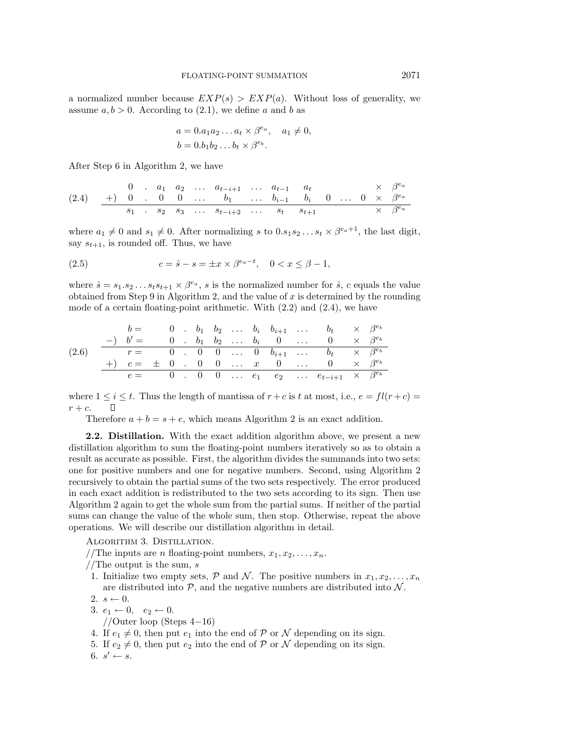a normalized number because $EXP(s) > EXP(a)$. Without loss of generality, we assume $a, b > 0$. According to (2.1), we define $a$ and $b$ as

$$a = 0.a_1 a_2 \dots a_t \times \beta^{e_a}, \quad a_1 \neq 0,$$
$$b = 0.b_1 b_2 \dots b_t \times \beta^{e_b}.$$

After Step 6 in Algorithm 2, we have

$$\begin{array}{rcccccccccccccc}
 & 0 & . & a_1 & a_2 & \dots & a_{t-i+1} & \dots & a_{t-1} & a_t & & & & \times & \beta^{e_a} \\
+) & 0 & . & 0 & 0 & \dots & b_1 & \dots & b_{i-1} & b_i & 0 & \dots & 0 & \times & \beta^{e_a} \\
\hline
 & s_1 & . & s_2 & s_3 & \dots & s_{t-i+2} & \dots & s_t & s_{t+1} & & & & \times & \beta^{e_a}
\end{array} \tag{2.4}$$

where $a_1 \neq 0$ and $s_1 \neq 0$. After normalizing $s$ to $0.s_1 s_2 \dots s_t \times \beta^{e_a+1}$, the last digit, say $s_{t+1}$, is rounded off. Thus, we have

$$c = \hat{s} - s = \pm x \times \beta^{e_a - t}, \quad 0 < x \leq \beta - 1, \tag{2.5}$$

where $\hat{s} = s_1.s_2 \dots s_t s_{t+1} \times \beta^{e_a}$, $s$ is the normalized number for $\hat{s}$, $c$ equals the value obtained from Step 9 in Algorithm 2, and the value of $x$ is determined by the rounding mode of a certain floating-point arithmetic. With (2.2) and (2.4), we have

$$\begin{array}{rrcccccccccccc}
 & b = & & 0 & . & b_1 & b_2 & \dots & b_i & b_{i+1} & \dots & b_t & \times & \beta^{e_b} \\
-) & b' = & & 0 & . & b_1 & b_2 & \dots & b_i & 0 & \dots & 0 & \times & \beta^{e_b} \\
\hline
 & r = & & 0 & . & 0 & 0 & \dots & 0 & b_{i+1} & \dots & b_t & \times & \beta^{e_b} \\
+) & c = & \pm & 0 & . & 0 & 0 & \dots & x & 0 & \dots & 0 & \times & \beta^{e_b} \\
\hline
 & e = & & 0 & . & 0 & 0 & \dots & e_1 & e_2 & \dots & e_{t-i+1} & \times & \beta^{e_b}
\end{array} \tag{2.6}$$

where $1 \leq i \leq t$. Thus the length of mantissa of $r + c$ is $t$ at most, i.e., $e = fl(r + c) = r + c$. $\square$

Therefore $a + b = s + e$, which means Algorithm 2 is an exact addition.

**2.2. Distillation.** With the exact addition algorithm above, we present a new distillation algorithm to sum the floating-point numbers iteratively so as to obtain a result as accurate as possible. First, the algorithm divides the summands into two sets: one for positive numbers and one for negative numbers. Second, using Algorithm 2 recursively to obtain the partial sums of the two sets respectively. The error produced in each exact addition is redistributed to the two sets according to its sign. Then use Algorithm 2 again to get the whole sum from the partial sums. If neither of the partial sums can change the value of the whole sum, then stop. Otherwise, repeat the above operations. We will describe our distillation algorithm in detail.

Algorithm 3. Distillation.

//The inputs are $n$ floating-point numbers, $x_1, x_2, \dots, x_n$.

//The output is the sum, $s$

1. Initialize two empty sets, $\mathcal{P}$ and $\mathcal{N}$. The positive numbers in $x_1, x_2, \dots, x_n$ are distributed into $\mathcal{P}$, and the negative numbers are distributed into $\mathcal{N}$.
2. $s \leftarrow 0$.
3. $e_1 \leftarrow 0, \quad e_2 \leftarrow 0$.

   //Outer loop (Steps 4−16)
4. If $e_1 \neq 0$, then put $e_1$ into the end of $\mathcal{P}$ or $\mathcal{N}$ depending on its sign.
5. If $e_2 \neq 0$, then put $e_2$ into the end of $\mathcal{P}$ or $\mathcal{N}$ depending on its sign.
6. $s' \leftarrow s$.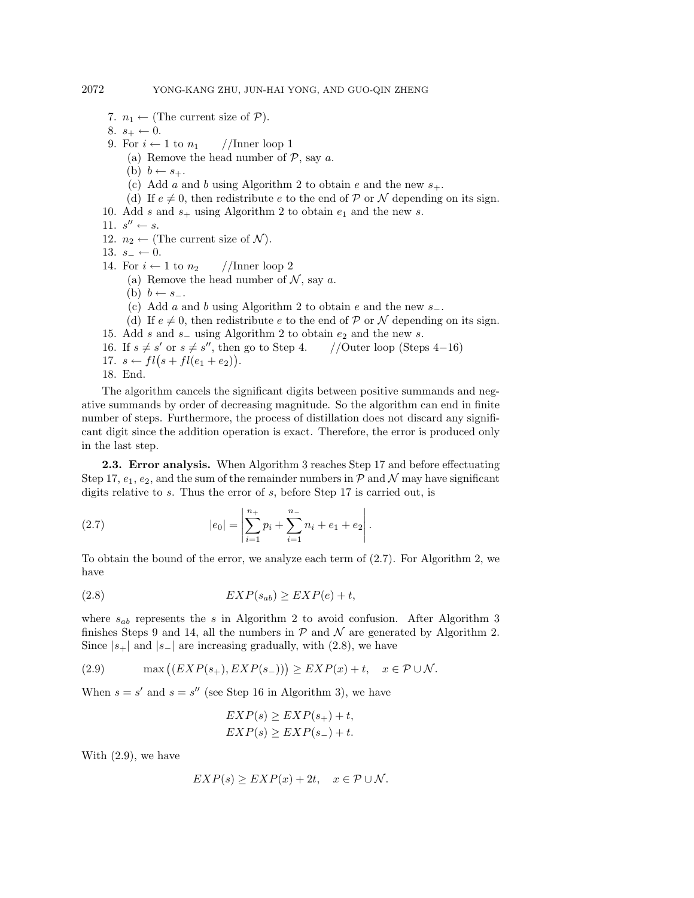7. $n_1 \leftarrow$ (The current size of $\mathcal{P}$).
8. $s_+ \leftarrow 0$.
9. For $i \leftarrow 1$ to $n_1$ //Inner loop 1
   (a) Remove the head number of $\mathcal{P}$, say $a$.
   (b) $b \leftarrow s_+$.
   (c) Add $a$ and $b$ using Algorithm 2 to obtain $e$ and the new $s_+$.
   (d) If $e \neq 0$, then redistribute $e$ to the end of $\mathcal{P}$ or $\mathcal{N}$ depending on its sign.
10. Add $s$ and $s_+$ using Algorithm 2 to obtain $e_1$ and the new $s$.
11. $s'' \leftarrow s$.
12. $n_2 \leftarrow$ (The current size of $\mathcal{N}$).
13. $s_- \leftarrow 0$.
14. For $i \leftarrow 1$ to $n_2$ //Inner loop 2
   (a) Remove the head number of $\mathcal{N}$, say $a$.
   (b) $b \leftarrow s_-$.
   (c) Add $a$ and $b$ using Algorithm 2 to obtain $e$ and the new $s_-$.
   (d) If $e \neq 0$, then redistribute $e$ to the end of $\mathcal{P}$ or $\mathcal{N}$ depending on its sign.
15. Add $s$ and $s_-$ using Algorithm 2 to obtain $e_2$ and the new $s$.
16. If $s \neq s'$ or $s \neq s''$, then go to Step 4. //Outer loop (Steps 4−16)
17. $s \leftarrow fl\big(s + fl(e_1 + e_2)\big)$.
18. End.

The algorithm cancels the significant digits between positive summands and negative summands by order of decreasing magnitude. So the algorithm can end in finite number of steps. Furthermore, the process of distillation does not discard any significant digit since the addition operation is exact. Therefore, the error is produced only in the last step.

**2.3. Error analysis.** When Algorithm 3 reaches Step 17 and before effectuating Step 17, $e_1$, $e_2$, and the sum of the remainder numbers in $\mathcal{P}$ and $\mathcal{N}$ may have significant digits relative to $s$. Thus the error of $s$, before Step 17 is carried out, is

$$|e_0| = \left| \sum_{i=1}^{n_+} p_i + \sum_{i=1}^{n_-} n_i + e_1 + e_2 \right|. \tag{2.7}$$

To obtain the bound of the error, we analyze each term of (2.7). For Algorithm 2, we have

$$EXP(s_{ab}) \geq EXP(e) + t, \tag{2.8}$$

where $s_{ab}$ represents the $s$ in Algorithm 2 to avoid confusion. After Algorithm 3 finishes Steps 9 and 14, all the numbers in $\mathcal{P}$ and $\mathcal{N}$ are generated by Algorithm 2. Since $|s_+|$ and $|s_-|$ are increasing gradually, with (2.8), we have

$$\max\big((EXP(s_+), EXP(s_-))\big) \geq EXP(x) + t, \quad x \in \mathcal{P} \cup \mathcal{N}. \tag{2.9}$$

When $s = s'$ and $s = s''$ (see Step 16 in Algorithm 3), we have

$$EXP(s) \geq EXP(s_+) + t,$$
$$EXP(s) \geq EXP(s_-) + t.$$

With (2.9), we have

$$EXP(s) \geq EXP(x) + 2t, \quad x \in \mathcal{P} \cup \mathcal{N}.$$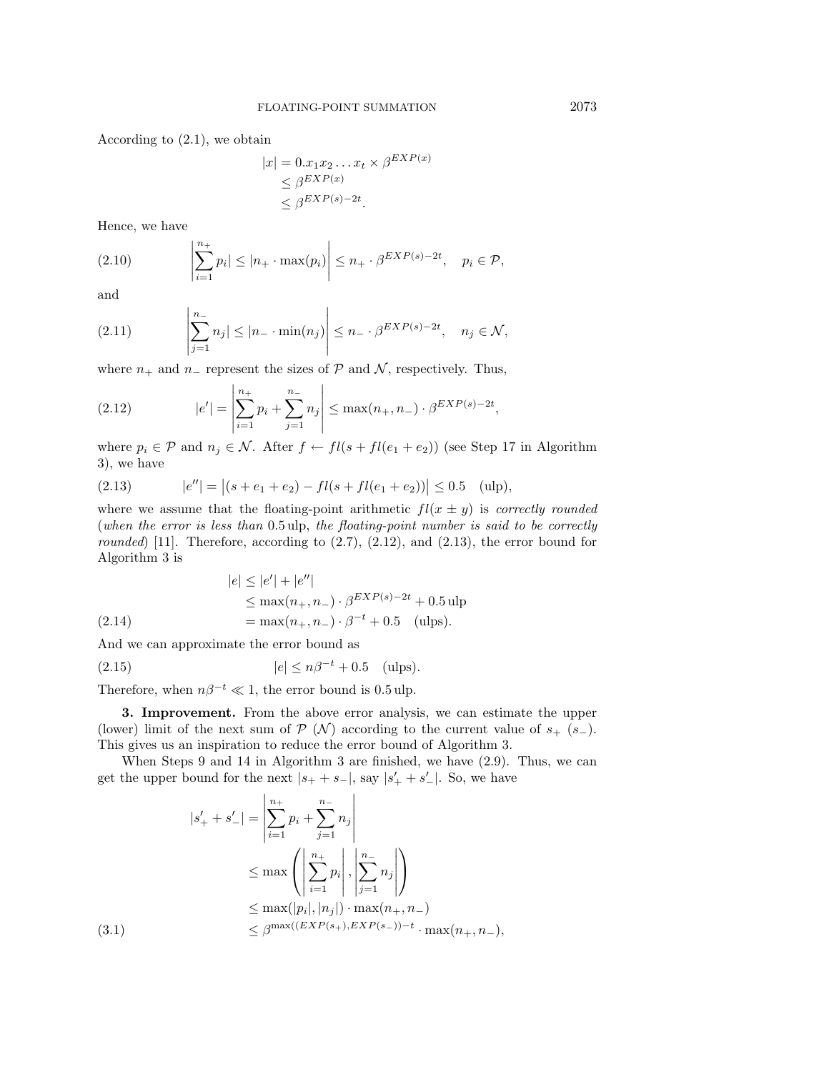According to (2.1), we obtain

$$
\begin{aligned}
|x| &= 0.x_1 x_2 \dots x_t \times \beta^{EXP(x)} \\
&\leq \beta^{EXP(x)} \\
&\leq \beta^{EXP(s)-2t}.
\end{aligned}
$$

Hence, we have

$$
\left| \sum_{i=1}^{n_+} p_i \right| \leq \left| n_+ \cdot \max(p_i) \right| \leq n_+ \cdot \beta^{EXP(s)-2t}, \quad p_i \in \mathcal{P}, \tag{2.10}
$$

and

$$
\left| \sum_{j=1}^{n_-} n_j \right| \leq \left| n_- \cdot \min(n_j) \right| \leq n_- \cdot \beta^{EXP(s)-2t}, \quad n_j \in \mathcal{N}, \tag{2.11}
$$

where $n_+$ and $n_-$ represent the sizes of $\mathcal{P}$ and $\mathcal{N}$, respectively. Thus,

$$
|e'| = \left| \sum_{i=1}^{n_+} p_i + \sum_{j=1}^{n_-} n_j \right| \leq \max(n_+, n_-) \cdot \beta^{EXP(s)-2t}, \tag{2.12}
$$

where $p_i \in \mathcal{P}$ and $n_j \in \mathcal{N}$. After $f \leftarrow fl(s + fl(e_1 + e_2))$ (see Step 17 in Algorithm 3), we have

$$
|e''| = \left| (s + e_1 + e_2) - fl(s + fl(e_1 + e_2)) \right| \leq 0.5 \quad \text{(ulp)}, \tag{2.13}
$$

where we assume that the floating-point arithmetic $fl(x \pm y)$ is *correctly rounded* (*when the error is less than* 0.5 ulp, *the floating-point number is said to be correctly rounded*) [11]. Therefore, according to (2.7), (2.12), and (2.13), the error bound for Algorithm 3 is

$$
\begin{aligned}
|e| &\leq |e'| + |e''| \\
&\leq \max(n_+, n_-) \cdot \beta^{EXP(s)-2t} + 0.5 \, \text{ulp} \\
&= \max(n_+, n_-) \cdot \beta^{-t} + 0.5 \quad \text{(ulps)}.
\end{aligned} \tag{2.14}
$$

And we can approximate the error bound as

$$
|e| \leq n\beta^{-t} + 0.5 \quad \text{(ulps)}. \tag{2.15}
$$

Therefore, when $n\beta^{-t} \ll 1$, the error bound is 0.5 ulp.

**3. Improvement.** From the above error analysis, we can estimate the upper (lower) limit of the next sum of $\mathcal{P}$ ($\mathcal{N}$) according to the current value of $s_+$ ($s_-$). This gives us an inspiration to reduce the error bound of Algorithm 3.

When Steps 9 and 14 in Algorithm 3 are finished, we have (2.9). Thus, we can get the upper bound for the next $|s_+ + s_-|$, say $|s'_+ + s'_-|$. So, we have

$$
\begin{aligned}
|s'_+ + s'_-| &= \left| \sum_{i=1}^{n_+} p_i + \sum_{j=1}^{n_-} n_j \right| \\
&\leq \max\left( \left| \sum_{i=1}^{n_+} p_i \right|, \left| \sum_{j=1}^{n_-} n_j \right| \right) \\
&\leq \max(|p_i|, |n_j|) \cdot \max(n_+, n_-) \\
&\leq \beta^{\max((EXP(s_+), EXP(s_-))-t} \cdot \max(n_+, n_-),
\end{aligned} \tag{3.1}
$$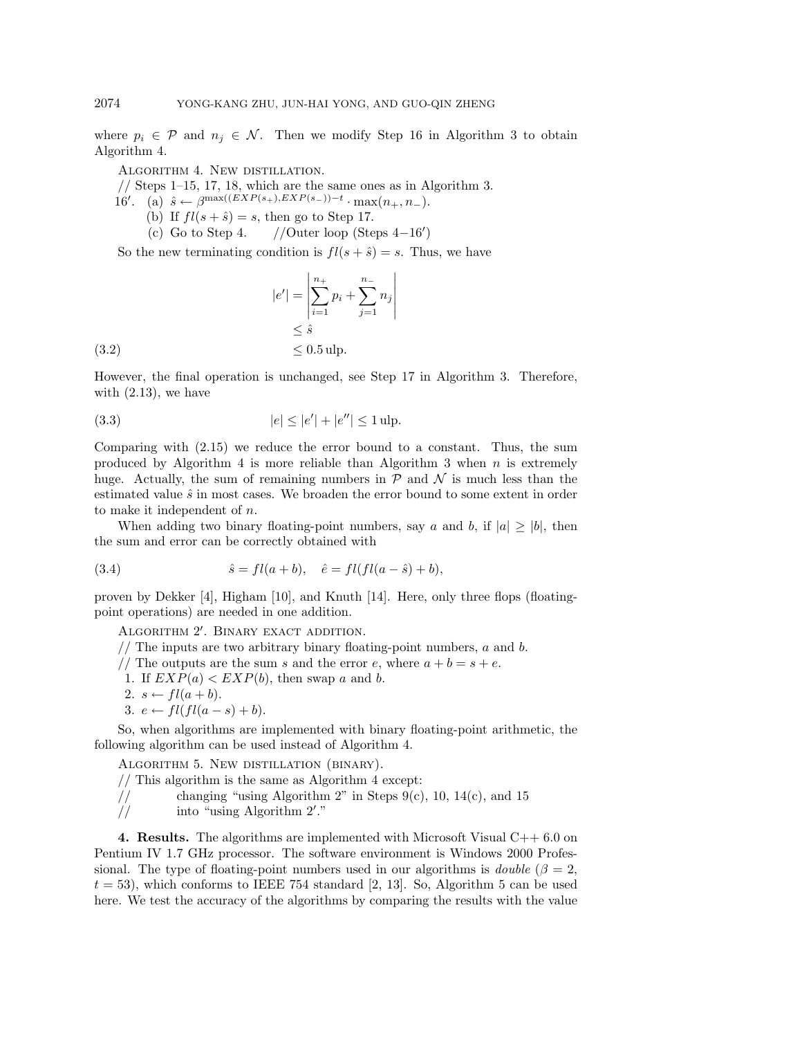where $p_i \in \mathcal{P}$ and $n_j \in \mathcal{N}$. Then we modify Step 16 in Algorithm 3 to obtain Algorithm 4.

Algorithm 4. New distillation.

// Steps 1–15, 17, 18, which are the same ones as in Algorithm 3.

16′. (a) $\hat{s} \leftarrow \beta^{\max((EXP(s_+), EXP(s_-))-t} \cdot \max(n_+, n_-)$.

(b) If $fl(s + \hat{s}) = s$, then go to Step 17.

(c) Go to Step 4. //Outer loop (Steps 4−16′)

So the new terminating condition is $fl(s + \hat{s}) = s$. Thus, we have

$$
\begin{aligned}
|e'| &= \left| \sum_{i=1}^{n_+} p_i + \sum_{j=1}^{n_-} n_j \right| \\
&\leq \hat{s} \\
&\leq 0.5\,\text{ulp}. \qquad (3.2)
\end{aligned}
$$

However, the final operation is unchanged, see Step 17 in Algorithm 3. Therefore, with (2.13), we have

$$
|e| \leq |e'| + |e''| \leq 1\,\text{ulp}. \qquad (3.3)
$$

Comparing with (2.15) we reduce the error bound to a constant. Thus, the sum produced by Algorithm 4 is more reliable than Algorithm 3 when $n$ is extremely huge. Actually, the sum of remaining numbers in $\mathcal{P}$ and $\mathcal{N}$ is much less than the estimated value $\hat{s}$ in most cases. We broaden the error bound to some extent in order to make it independent of $n$.

When adding two binary floating-point numbers, say $a$ and $b$, if $|a| \geq |b|$, then the sum and error can be correctly obtained with

$$
\hat{s} = fl(a + b), \quad \hat{e} = fl(fl(a - \hat{s}) + b), \qquad (3.4)
$$

proven by Dekker [4], Higham [10], and Knuth [14]. Here, only three flops (floating-point operations) are needed in one addition.

Algorithm 2′. Binary exact addition.

// The inputs are two arbitrary binary floating-point numbers, $a$ and $b$.

// The outputs are the sum $s$ and the error $e$, where $a + b = s + e$.

1. If $EXP(a) < EXP(b)$, then swap $a$ and $b$.
2. $s \leftarrow fl(a + b)$.
3. $e \leftarrow fl(fl(a - s) + b)$.

So, when algorithms are implemented with binary floating-point arithmetic, the following algorithm can be used instead of Algorithm 4.

Algorithm 5. New distillation (binary).

// This algorithm is the same as Algorithm 4 except:

// changing "using Algorithm 2" in Steps 9(c), 10, 14(c), and 15

// into "using Algorithm 2′."

**4. Results.** The algorithms are implemented with Microsoft Visual C++ 6.0 on Pentium IV 1.7 GHz processor. The software environment is Windows 2000 Professional. The type of floating-point numbers used in our algorithms is *double* ($\beta = 2$, $t = 53$), which conforms to IEEE 754 standard [2, 13]. So, Algorithm 5 can be used here. We test the accuracy of the algorithms by comparing the results with the value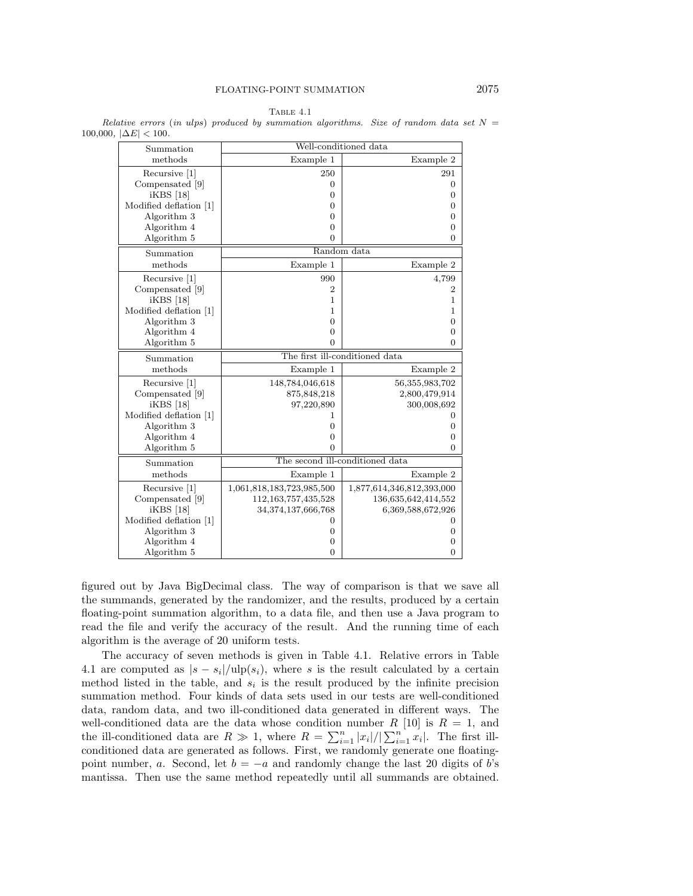Table 4.1

*Relative errors (in ulps) produced by summation algorithms. Size of random data set $N =$ 100,000, $|\Delta E| < 100$.*

| Summation methods | Well-conditioned data | |
|---|---|---|
| | Example 1 | Example 2 |
| Recursive [1] | 250 | 291 |
| Compensated [9] | 0 | 0 |
| iKBS [18] | 0 | 0 |
| Modified deflation [1] | 0 | 0 |
| Algorithm 3 | 0 | 0 |
| Algorithm 4 | 0 | 0 |
| Algorithm 5 | 0 | 0 |
| **Summation methods** | **Random data** | |
| | Example 1 | Example 2 |
| Recursive [1] | 990 | 4,799 |
| Compensated [9] | 2 | 2 |
| iKBS [18] | 1 | 1 |
| Modified deflation [1] | 1 | 1 |
| Algorithm 3 | 0 | 0 |
| Algorithm 4 | 0 | 0 |
| Algorithm 5 | 0 | 0 |
| **Summation methods** | **The first ill-conditioned data** | |
| | Example 1 | Example 2 |
| Recursive [1] | 148,784,046,618 | 56,355,983,702 |
| Compensated [9] | 875,848,218 | 2,800,479,914 |
| iKBS [18] | 97,220,890 | 300,008,692 |
| Modified deflation [1] | 1 | 0 |
| Algorithm 3 | 0 | 0 |
| Algorithm 4 | 0 | 0 |
| Algorithm 5 | 0 | 0 |
| **Summation methods** | **The second ill-conditioned data** | |
| | Example 1 | Example 2 |
| Recursive [1] | 1,061,818,183,723,985,500 | 1,877,614,346,812,393,000 |
| Compensated [9] | 112,163,757,435,528 | 136,635,642,414,552 |
| iKBS [18] | 34,374,137,666,768 | 6,369,588,672,926 |
| Modified deflation [1] | 0 | 0 |
| Algorithm 3 | 0 | 0 |
| Algorithm 4 | 0 | 0 |
| Algorithm 5 | 0 | 0 |

figured out by Java BigDecimal class. The way of comparison is that we save all the summands, generated by the randomizer, and the results, produced by a certain floating-point summation algorithm, to a data file, and then use a Java program to read the file and verify the accuracy of the result. And the running time of each algorithm is the average of 20 uniform tests.

The accuracy of seven methods is given in Table 4.1. Relative errors in Table 4.1 are computed as $|s - s_i|/\text{ulp}(s_i)$, where $s$ is the result calculated by a certain method listed in the table, and $s_i$ is the result produced by the infinite precision summation method. Four kinds of data sets used in our tests are well-conditioned data, random data, and two ill-conditioned data generated in different ways. The well-conditioned data are the data whose condition number $R$ [10] is $R = 1$, and the ill-conditioned data are $R \gg 1$, where $R = \sum_{i=1}^{n} |x_i| / |\sum_{i=1}^{n} x_i|$. The first ill-conditioned data are generated as follows. First, we randomly generate one floating-point number, $a$. Second, let $b = -a$ and randomly change the last 20 digits of $b$'s mantissa. Then use the same method repeatedly until all summands are obtained.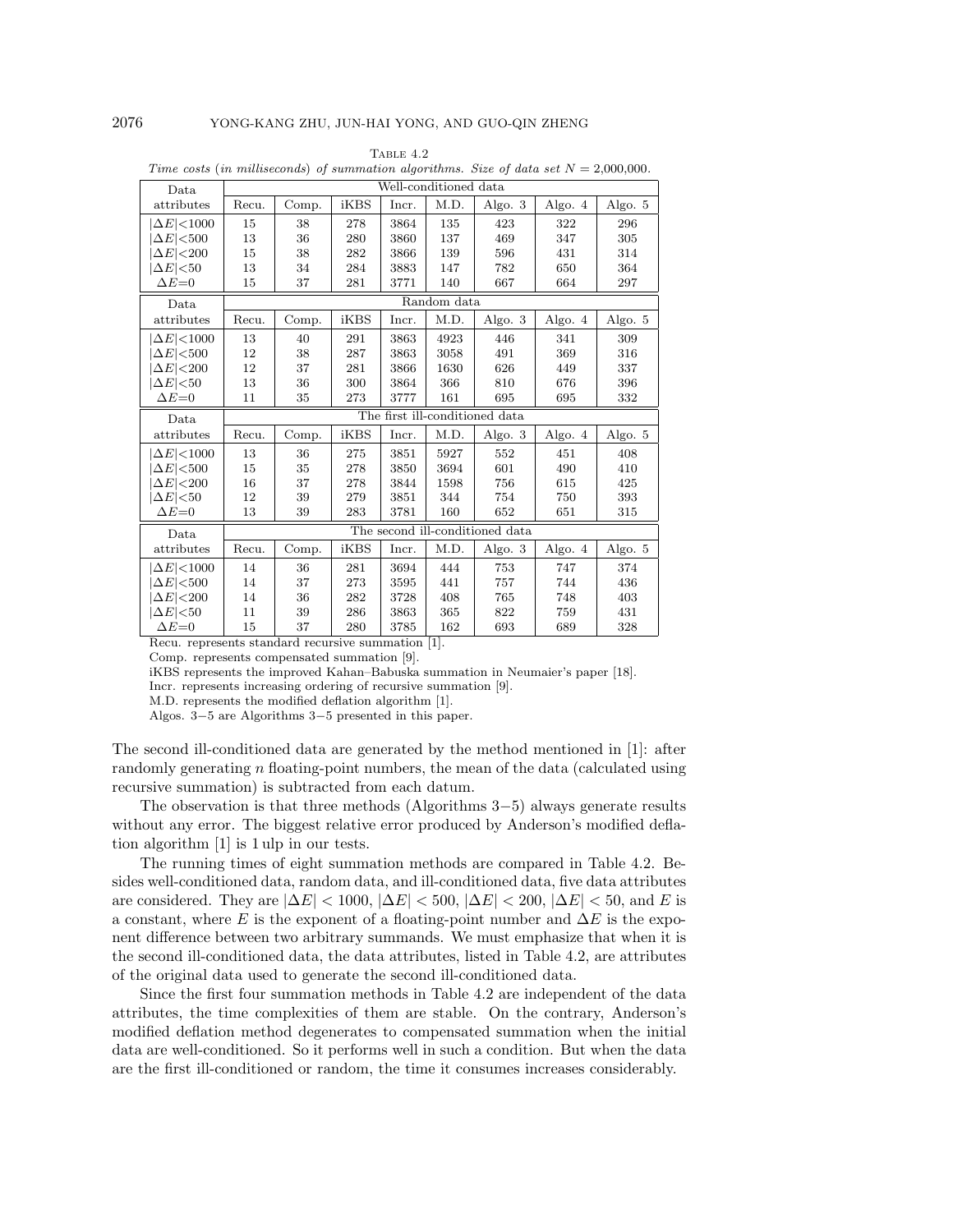TABLE 4.2

*Time costs (in milliseconds) of summation algorithms. Size of data set $N = 2{,}000{,}000$.*

| Data attributes | Recu. | Comp. | iKBS | Incr. | M.D. | Algo. 3 | Algo. 4 | Algo. 5 |
|---|---|---|---|---|---|---|---|---|
| | Well-conditioned data | | | | | | | |
| $\lvert\Delta E\rvert<1000$ | 15 | 38 | 278 | 3864 | 135 | 423 | 322 | 296 |
| $\lvert\Delta E\rvert<500$ | 13 | 36 | 280 | 3860 | 137 | 469 | 347 | 305 |
| $\lvert\Delta E\rvert<200$ | 15 | 38 | 282 | 3866 | 139 | 596 | 431 | 314 |
| $\lvert\Delta E\rvert<50$ | 13 | 34 | 284 | 3883 | 147 | 782 | 650 | 364 |
| $\Delta E=0$ | 15 | 37 | 281 | 3771 | 140 | 667 | 664 | 297 |
| | Random data | | | | | | | |
| $\lvert\Delta E\rvert<1000$ | 13 | 40 | 291 | 3863 | 4923 | 446 | 341 | 309 |
| $\lvert\Delta E\rvert<500$ | 12 | 38 | 287 | 3863 | 3058 | 491 | 369 | 316 |
| $\lvert\Delta E\rvert<200$ | 12 | 37 | 281 | 3866 | 1630 | 626 | 449 | 337 |
| $\lvert\Delta E\rvert<50$ | 13 | 36 | 300 | 3864 | 366 | 810 | 676 | 396 |
| $\Delta E=0$ | 11 | 35 | 273 | 3777 | 161 | 695 | 695 | 332 |
| | The first ill-conditioned data | | | | | | | |
| $\lvert\Delta E\rvert<1000$ | 13 | 36 | 275 | 3851 | 5927 | 552 | 451 | 408 |
| $\lvert\Delta E\rvert<500$ | 15 | 35 | 278 | 3850 | 3694 | 601 | 490 | 410 |
| $\lvert\Delta E\rvert<200$ | 16 | 37 | 278 | 3844 | 1598 | 756 | 615 | 425 |
| $\lvert\Delta E\rvert<50$ | 12 | 39 | 279 | 3851 | 344 | 754 | 750 | 393 |
| $\Delta E=0$ | 13 | 39 | 283 | 3781 | 160 | 652 | 651 | 315 |
| | The second ill-conditioned data | | | | | | | |
| $\lvert\Delta E\rvert<1000$ | 14 | 36 | 281 | 3694 | 444 | 753 | 747 | 374 |
| $\lvert\Delta E\rvert<500$ | 14 | 37 | 273 | 3595 | 441 | 757 | 744 | 436 |
| $\lvert\Delta E\rvert<200$ | 14 | 36 | 282 | 3728 | 408 | 765 | 748 | 403 |
| $\lvert\Delta E\rvert<50$ | 11 | 39 | 286 | 3863 | 365 | 822 | 759 | 431 |
| $\Delta E=0$ | 15 | 37 | 280 | 3785 | 162 | 693 | 689 | 328 |

Recu. represents standard recursive summation [1].
Comp. represents compensated summation [9].
iKBS represents the improved Kahan–Babuska summation in Neumaier's paper [18].
Incr. represents increasing ordering of recursive summation [9].
M.D. represents the modified deflation algorithm [1].
Algos. 3−5 are Algorithms 3−5 presented in this paper.

The second ill-conditioned data are generated by the method mentioned in [1]: after randomly generating $n$ floating-point numbers, the mean of the data (calculated using recursive summation) is subtracted from each datum.

The observation is that three methods (Algorithms 3−5) always generate results without any error. The biggest relative error produced by Anderson's modified deflation algorithm [1] is 1 ulp in our tests.

The running times of eight summation methods are compared in Table 4.2. Besides well-conditioned data, random data, and ill-conditioned data, five data attributes are considered. They are $|\Delta E| < 1000$, $|\Delta E| < 500$, $|\Delta E| < 200$, $|\Delta E| < 50$, and $E$ is a constant, where $E$ is the exponent of a floating-point number and $\Delta E$ is the exponent difference between two arbitrary summands. We must emphasize that when it is the second ill-conditioned data, the data attributes, listed in Table 4.2, are attributes of the original data used to generate the second ill-conditioned data.

Since the first four summation methods in Table 4.2 are independent of the data attributes, the time complexities of them are stable. On the contrary, Anderson's modified deflation method degenerates to compensated summation when the initial data are well-conditioned. So it performs well in such a condition. But when the data are the first ill-conditioned or random, the time it consumes increases considerably.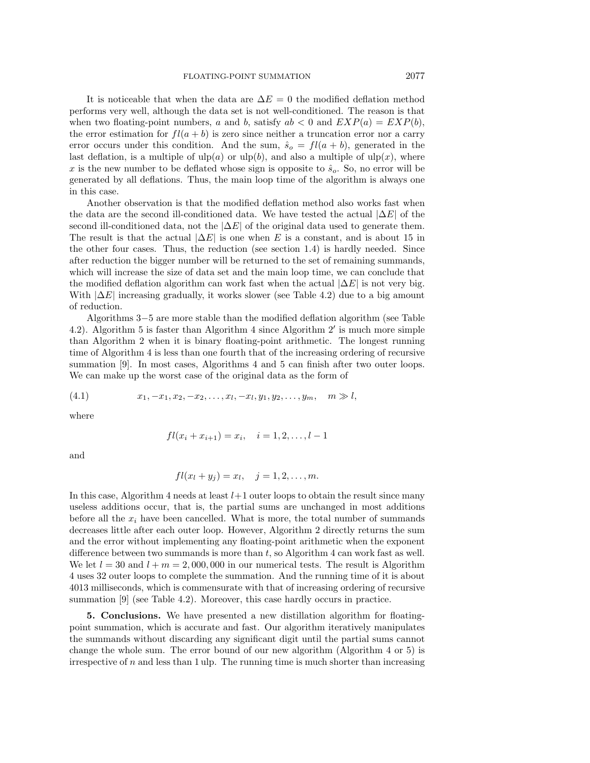It is noticeable that when the data are $\Delta E = 0$ the modified deflation method performs very well, although the data set is not well-conditioned. The reason is that when two floating-point numbers, $a$ and $b$, satisfy $ab < 0$ and $EXP(a) = EXP(b)$, the error estimation for $fl(a + b)$ is zero since neither a truncation error nor a carry error occurs under this condition. And the sum, $\hat{s}_o = fl(a + b)$, generated in the last deflation, is a multiple of $\text{ulp}(a)$ or $\text{ulp}(b)$, and also a multiple of $\text{ulp}(x)$, where $x$ is the new number to be deflated whose sign is opposite to $\hat{s}_o$. So, no error will be generated by all deflations. Thus, the main loop time of the algorithm is always one in this case.

Another observation is that the modified deflation method also works fast when the data are the second ill-conditioned data. We have tested the actual $|\Delta E|$ of the second ill-conditioned data, not the $|\Delta E|$ of the original data used to generate them. The result is that the actual $|\Delta E|$ is one when $E$ is a constant, and is about 15 in the other four cases. Thus, the reduction (see section 1.4) is hardly needed. Since after reduction the bigger number will be returned to the set of remaining summands, which will increase the size of data set and the main loop time, we can conclude that the modified deflation algorithm can work fast when the actual $|\Delta E|$ is not very big. With $|\Delta E|$ increasing gradually, it works slower (see Table 4.2) due to a big amount of reduction.

Algorithms 3−5 are more stable than the modified deflation algorithm (see Table 4.2). Algorithm 5 is faster than Algorithm 4 since Algorithm 2′ is much more simple than Algorithm 2 when it is binary floating-point arithmetic. The longest running time of Algorithm 4 is less than one fourth that of the increasing ordering of recursive summation [9]. In most cases, Algorithms 4 and 5 can finish after two outer loops. We can make up the worst case of the original data as the form of

$$x_1, -x_1, x_2, -x_2, \ldots, x_l, -x_l, y_1, y_2, \ldots, y_m, \quad m \gg l, \tag{4.1}$$

where

$$fl(x_i + x_{i+1}) = x_i, \quad i = 1, 2, \ldots, l-1$$

and

$$fl(x_l + y_j) = x_l, \quad j = 1, 2, \ldots, m.$$

In this case, Algorithm 4 needs at least $l+1$ outer loops to obtain the result since many useless additions occur, that is, the partial sums are unchanged in most additions before all the $x_i$ have been cancelled. What is more, the total number of summands decreases little after each outer loop. However, Algorithm 2 directly returns the sum and the error without implementing any floating-point arithmetic when the exponent difference between two summands is more than $t$, so Algorithm 4 can work fast as well. We let $l = 30$ and $l + m = 2,000,000$ in our numerical tests. The result is Algorithm 4 uses 32 outer loops to complete the summation. And the running time of it is about 4013 milliseconds, which is commensurate with that of increasing ordering of recursive summation [9] (see Table 4.2). Moreover, this case hardly occurs in practice.

## 5. Conclusions.

We have presented a new distillation algorithm for floating-point summation, which is accurate and fast. Our algorithm iteratively manipulates the summands without discarding any significant digit until the partial sums cannot change the whole sum. The error bound of our new algorithm (Algorithm 4 or 5) is irrespective of $n$ and less than 1 ulp. The running time is much shorter than increasing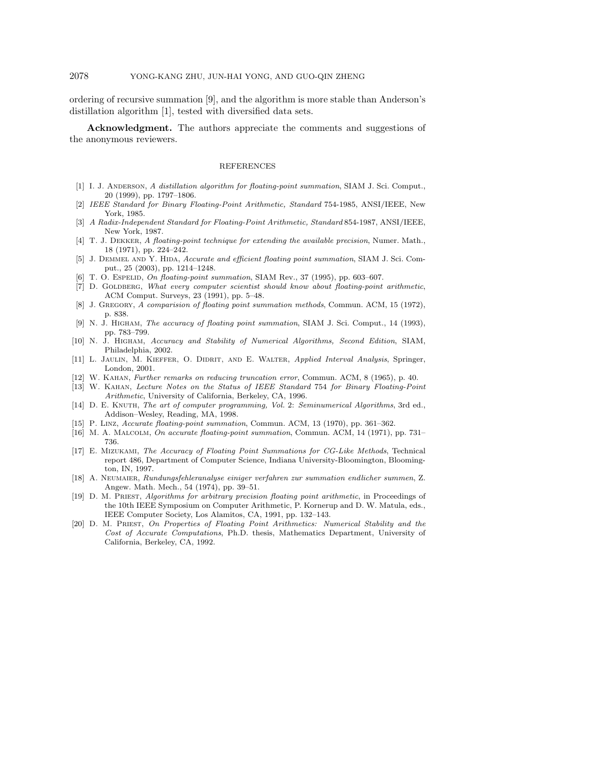ordering of recursive summation [9], and the algorithm is more stable than Anderson's distillation algorithm [1], tested with diversified data sets.

**Acknowledgment.** The authors appreciate the comments and suggestions of the anonymous reviewers.

## REFERENCES

[1] I. J. Anderson, *A distillation algorithm for floating-point summation*, SIAM J. Sci. Comput., 20 (1999), pp. 1797–1806.

[2] *IEEE Standard for Binary Floating-Point Arithmetic, Standard* 754-1985, ANSI/IEEE, New York, 1985.

[3] *A Radix-Independent Standard for Floating-Point Arithmetic, Standard* 854-1987, ANSI/IEEE, New York, 1987.

[4] T. J. Dekker, *A floating-point technique for extending the available precision*, Numer. Math., 18 (1971), pp. 224–242.

[5] J. Demmel and Y. Hida, *Accurate and efficient floating point summation*, SIAM J. Sci. Comput., 25 (2003), pp. 1214–1248.

[6] T. O. Espelid, *On floating-point summation*, SIAM Rev., 37 (1995), pp. 603–607.

[7] D. Goldberg, *What every computer scientist should know about floating-point arithmetic*, ACM Comput. Surveys, 23 (1991), pp. 5–48.

[8] J. Gregory, *A comparision of floating point summation methods*, Commun. ACM, 15 (1972), p. 838.

[9] N. J. Higham, *The accuracy of floating point summation*, SIAM J. Sci. Comput., 14 (1993), pp. 783–799.

[10] N. J. Higham, *Accuracy and Stability of Numerical Algorithms, Second Edition*, SIAM, Philadelphia, 2002.

[11] L. Jaulin, M. Kieffer, O. Didrit, and E. Walter, *Applied Interval Analysis*, Springer, London, 2001.

[12] W. Kahan, *Further remarks on reducing truncation error*, Commun. ACM, 8 (1965), p. 40.

[13] W. Kahan, *Lecture Notes on the Status of IEEE Standard* 754 *for Binary Floating-Point Arithmetic*, University of California, Berkeley, CA, 1996.

[14] D. E. Knuth, *The art of computer programming, Vol.* 2: *Seminumerical Algorithms*, 3rd ed., Addison–Wesley, Reading, MA, 1998.

[15] P. Linz, *Accurate floating-point summation*, Commun. ACM, 13 (1970), pp. 361–362.

[16] M. A. Malcolm, *On accurate floating-point summation*, Commun. ACM, 14 (1971), pp. 731–736.

[17] E. Mizukami, *The Accuracy of Floating Point Summations for CG-Like Methods*, Technical report 486, Department of Computer Science, Indiana University-Bloomington, Bloomington, IN, 1997.

[18] A. Neumaier, *Rundungsfehleranalyse einiger verfahren zur summation endlicher summen*, Z. Angew. Math. Mech., 54 (1974), pp. 39–51.

[19] D. M. Priest, *Algorithms for arbitrary precision floating point arithmetic*, in Proceedings of the 10th IEEE Symposium on Computer Arithmetic, P. Kornerup and D. W. Matula, eds., IEEE Computer Society, Los Alamitos, CA, 1991, pp. 132–143.

[20] D. M. Priest, *On Properties of Floating Point Arithmetics: Numerical Stability and the Cost of Accurate Computations*, Ph.D. thesis, Mathematics Department, University of California, Berkeley, CA, 1992.